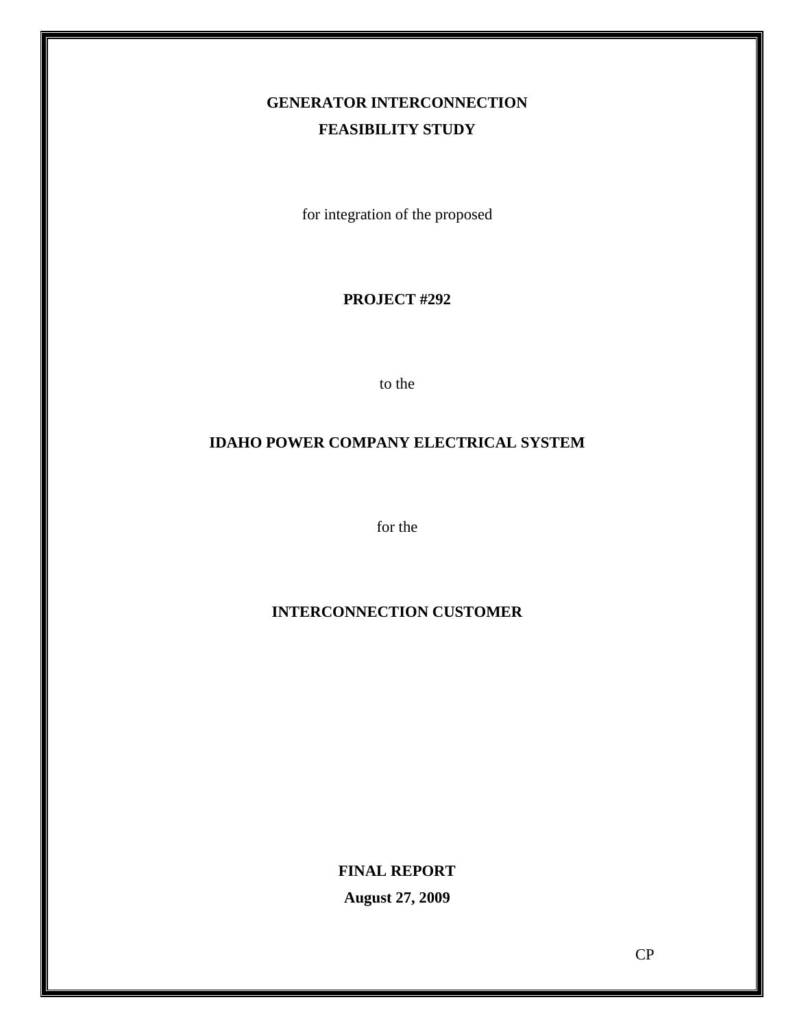# GENERATOR INTERCONNECTION FEASIBILITY STUDY

for integration of the proposed

**PROJECT #292**

to the

**IDAHO POWER COMPANY ELECTRICAL SYSTEM**

for the

**INTERCONNECTION CUSTOMER**

**FINAL REPORT**

**August 27, 2009**

CP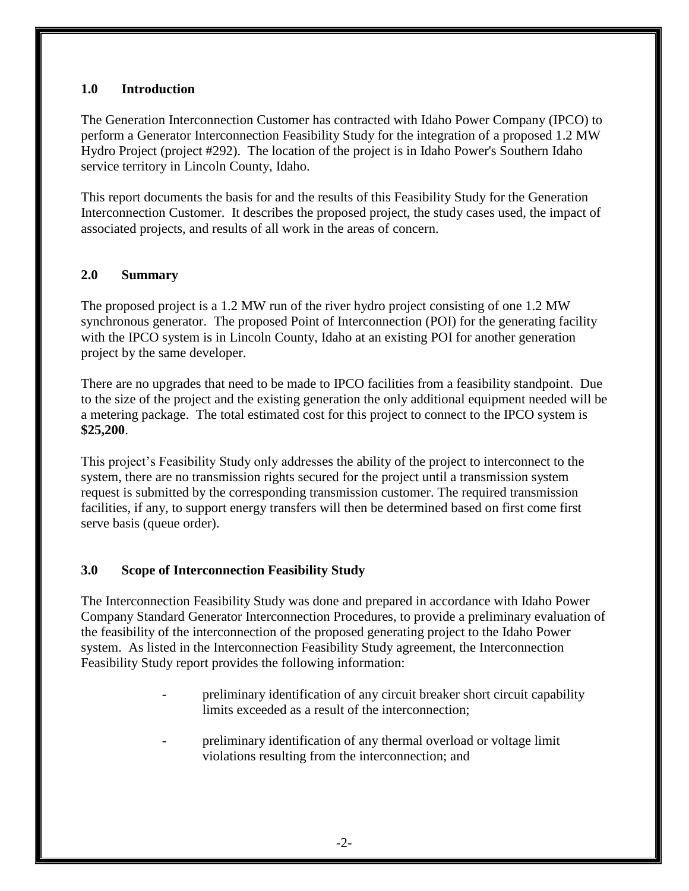## 1.0 Introduction

The Generation Interconnection Customer has contracted with Idaho Power Company (IPCO) to perform a Generator Interconnection Feasibility Study for the integration of a proposed 1.2 MW Hydro Project (project #292). The location of the project is in Idaho Power's Southern Idaho service territory in Lincoln County, Idaho.

This report documents the basis for and the results of this Feasibility Study for the Generation Interconnection Customer. It describes the proposed project, the study cases used, the impact of associated projects, and results of all work in the areas of concern.

## 2.0 Summary

The proposed project is a 1.2 MW run of the river hydro project consisting of one 1.2 MW synchronous generator. The proposed Point of Interconnection (POI) for the generating facility with the IPCO system is in Lincoln County, Idaho at an existing POI for another generation project by the same developer.

There are no upgrades that need to be made to IPCO facilities from a feasibility standpoint. Due to the size of the project and the existing generation the only additional equipment needed will be a metering package. The total estimated cost for this project to connect to the IPCO system is **$25,200**.

This project's Feasibility Study only addresses the ability of the project to interconnect to the system, there are no transmission rights secured for the project until a transmission system request is submitted by the corresponding transmission customer. The required transmission facilities, if any, to support energy transfers will then be determined based on first come first serve basis (queue order).

## 3.0 Scope of Interconnection Feasibility Study

The Interconnection Feasibility Study was done and prepared in accordance with Idaho Power Company Standard Generator Interconnection Procedures, to provide a preliminary evaluation of the feasibility of the interconnection of the proposed generating project to the Idaho Power system. As listed in the Interconnection Feasibility Study agreement, the Interconnection Feasibility Study report provides the following information:

- preliminary identification of any circuit breaker short circuit capability limits exceeded as a result of the interconnection;
- preliminary identification of any thermal overload or voltage limit violations resulting from the interconnection; and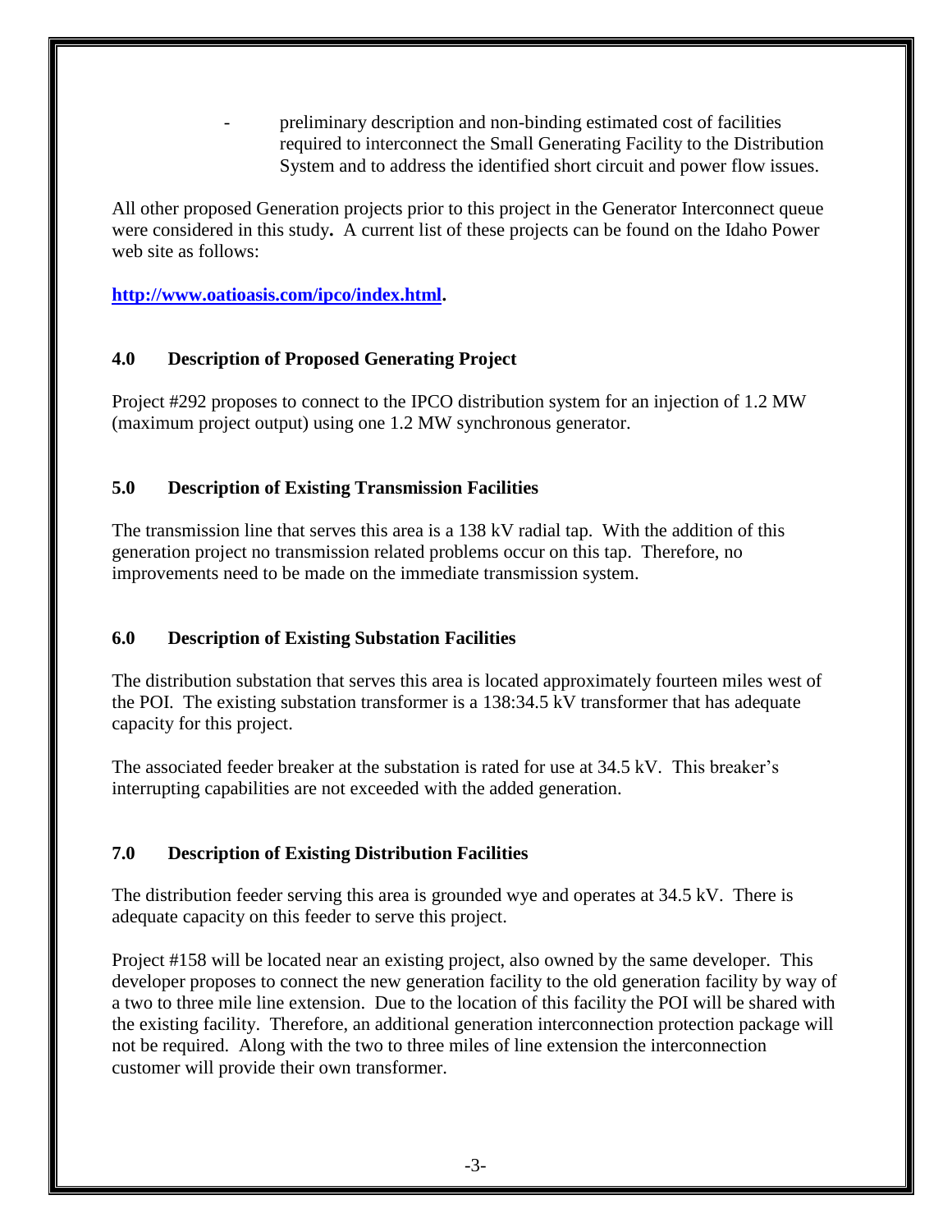- preliminary description and non-binding estimated cost of facilities required to interconnect the Small Generating Facility to the Distribution System and to address the identified short circuit and power flow issues.

All other proposed Generation projects prior to this project in the Generator Interconnect queue were considered in this study**.** A current list of these projects can be found on the Idaho Power web site as follows:

**[http://www.oatioasis.com/ipco/index.html](http://www.oatioasis.com/ipco/index.html).**

## 4.0 Description of Proposed Generating Project

Project #292 proposes to connect to the IPCO distribution system for an injection of 1.2 MW (maximum project output) using one 1.2 MW synchronous generator.

## 5.0 Description of Existing Transmission Facilities

The transmission line that serves this area is a 138 kV radial tap. With the addition of this generation project no transmission related problems occur on this tap. Therefore, no improvements need to be made on the immediate transmission system.

## 6.0 Description of Existing Substation Facilities

The distribution substation that serves this area is located approximately fourteen miles west of the POI. The existing substation transformer is a 138:34.5 kV transformer that has adequate capacity for this project.

The associated feeder breaker at the substation is rated for use at 34.5 kV. This breaker's interrupting capabilities are not exceeded with the added generation.

## 7.0 Description of Existing Distribution Facilities

The distribution feeder serving this area is grounded wye and operates at 34.5 kV. There is adequate capacity on this feeder to serve this project.

Project #158 will be located near an existing project, also owned by the same developer. This developer proposes to connect the new generation facility to the old generation facility by way of a two to three mile line extension. Due to the location of this facility the POI will be shared with the existing facility. Therefore, an additional generation interconnection protection package will not be required. Along with the two to three miles of line extension the interconnection customer will provide their own transformer.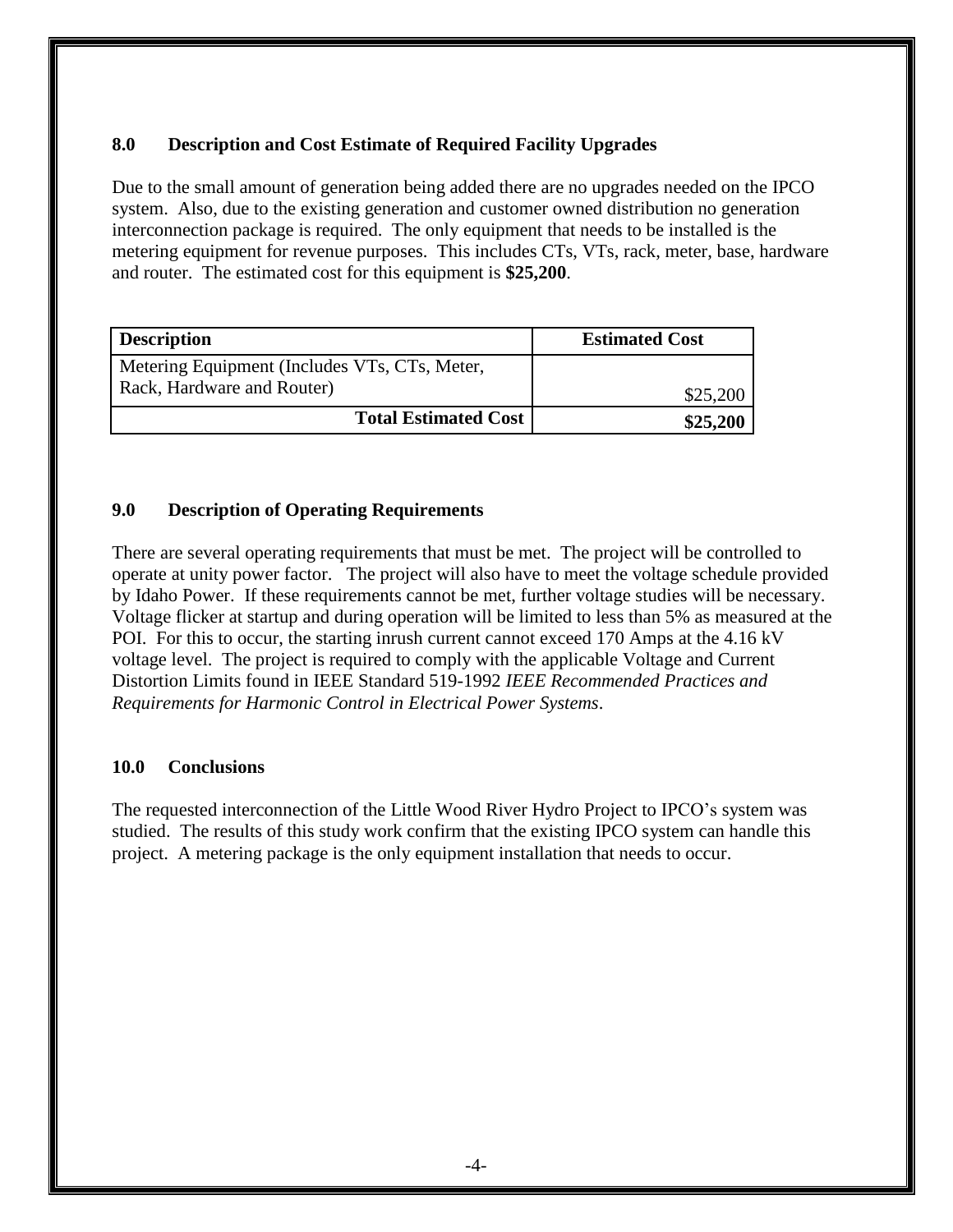## 8.0 Description and Cost Estimate of Required Facility Upgrades

Due to the small amount of generation being added there are no upgrades needed on the IPCO system. Also, due to the existing generation and customer owned distribution no generation interconnection package is required. The only equipment that needs to be installed is the metering equipment for revenue purposes. This includes CTs, VTs, rack, meter, base, hardware and router. The estimated cost for this equipment is **$25,200**.

| Description | Estimated Cost |
| --- | --- |
| Metering Equipment (Includes VTs, CTs, Meter, Rack, Hardware and Router) | $25,200 |
| **Total Estimated Cost** | **$25,200** |

## 9.0 Description of Operating Requirements

There are several operating requirements that must be met. The project will be controlled to operate at unity power factor. The project will also have to meet the voltage schedule provided by Idaho Power. If these requirements cannot be met, further voltage studies will be necessary. Voltage flicker at startup and during operation will be limited to less than 5% as measured at the POI. For this to occur, the starting inrush current cannot exceed 170 Amps at the 4.16 kV voltage level. The project is required to comply with the applicable Voltage and Current Distortion Limits found in IEEE Standard 519-1992 *IEEE Recommended Practices and Requirements for Harmonic Control in Electrical Power Systems*.

## 10.0 Conclusions

The requested interconnection of the Little Wood River Hydro Project to IPCO's system was studied. The results of this study work confirm that the existing IPCO system can handle this project. A metering package is the only equipment installation that needs to occur.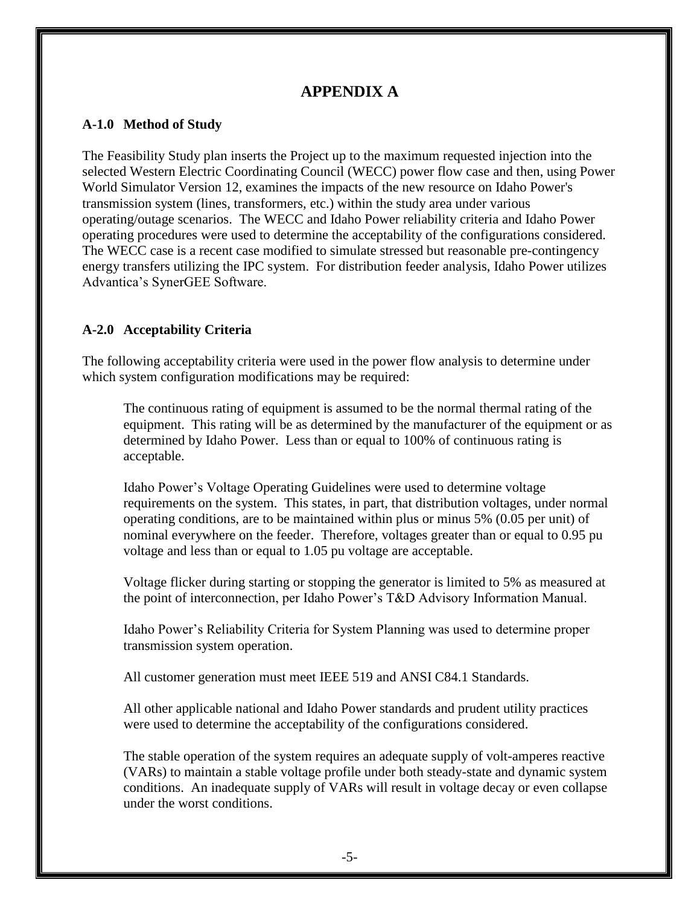# APPENDIX A

### A-1.0 Method of Study

The Feasibility Study plan inserts the Project up to the maximum requested injection into the selected Western Electric Coordinating Council (WECC) power flow case and then, using Power World Simulator Version 12, examines the impacts of the new resource on Idaho Power's transmission system (lines, transformers, etc.) within the study area under various operating/outage scenarios. The WECC and Idaho Power reliability criteria and Idaho Power operating procedures were used to determine the acceptability of the configurations considered. The WECC case is a recent case modified to simulate stressed but reasonable pre-contingency energy transfers utilizing the IPC system. For distribution feeder analysis, Idaho Power utilizes Advantica's SynerGEE Software.

### A-2.0 Acceptability Criteria

The following acceptability criteria were used in the power flow analysis to determine under which system configuration modifications may be required:

The continuous rating of equipment is assumed to be the normal thermal rating of the equipment. This rating will be as determined by the manufacturer of the equipment or as determined by Idaho Power. Less than or equal to 100% of continuous rating is acceptable.

Idaho Power's Voltage Operating Guidelines were used to determine voltage requirements on the system. This states, in part, that distribution voltages, under normal operating conditions, are to be maintained within plus or minus 5% (0.05 per unit) of nominal everywhere on the feeder. Therefore, voltages greater than or equal to 0.95 pu voltage and less than or equal to 1.05 pu voltage are acceptable.

Voltage flicker during starting or stopping the generator is limited to 5% as measured at the point of interconnection, per Idaho Power's T&D Advisory Information Manual.

Idaho Power's Reliability Criteria for System Planning was used to determine proper transmission system operation.

All customer generation must meet IEEE 519 and ANSI C84.1 Standards.

All other applicable national and Idaho Power standards and prudent utility practices were used to determine the acceptability of the configurations considered.

The stable operation of the system requires an adequate supply of volt-amperes reactive (VARs) to maintain a stable voltage profile under both steady-state and dynamic system conditions. An inadequate supply of VARs will result in voltage decay or even collapse under the worst conditions.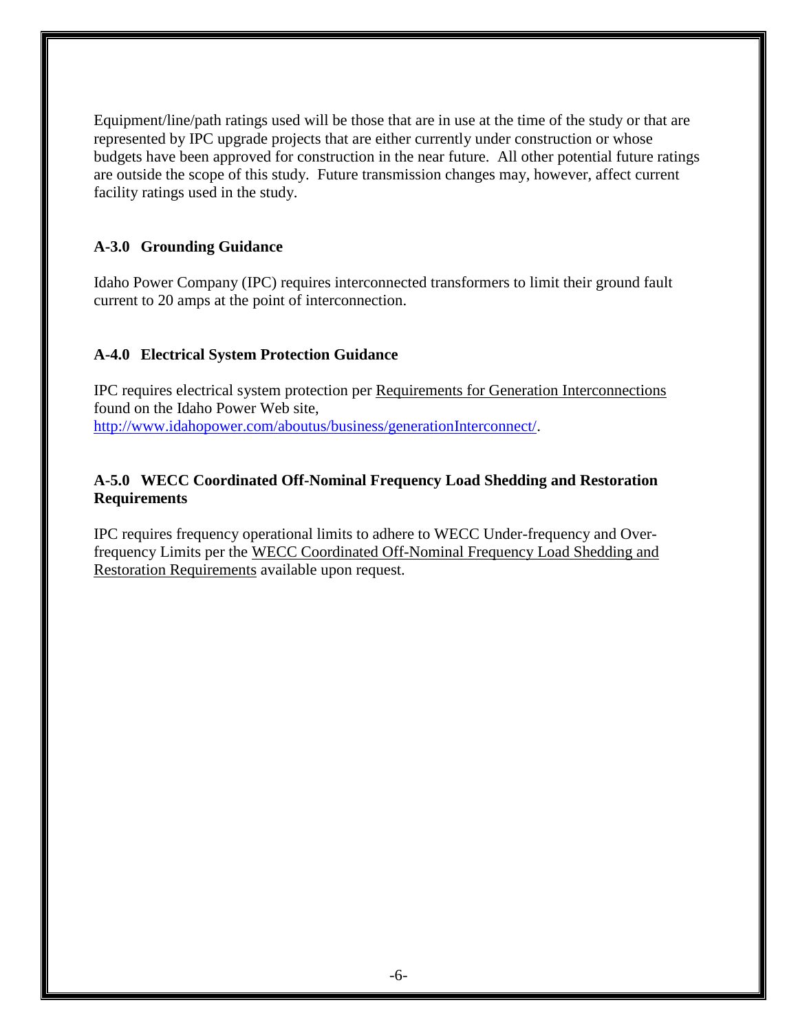Equipment/line/path ratings used will be those that are in use at the time of the study or that are represented by IPC upgrade projects that are either currently under construction or whose budgets have been approved for construction in the near future. All other potential future ratings are outside the scope of this study. Future transmission changes may, however, affect current facility ratings used in the study.

### A-3.0 Grounding Guidance

Idaho Power Company (IPC) requires interconnected transformers to limit their ground fault current to 20 amps at the point of interconnection.

### A-4.0 Electrical System Protection Guidance

IPC requires electrical system protection per Requirements for Generation Interconnections found on the Idaho Power Web site, [http://www.idahopower.com/aboutus/business/generationInterconnect/](http://www.idahopower.com/aboutus/business/generationInterconnect/).

### A-5.0 WECC Coordinated Off-Nominal Frequency Load Shedding and Restoration Requirements

IPC requires frequency operational limits to adhere to WECC Under-frequency and Over-frequency Limits per the WECC Coordinated Off-Nominal Frequency Load Shedding and Restoration Requirements available upon request.